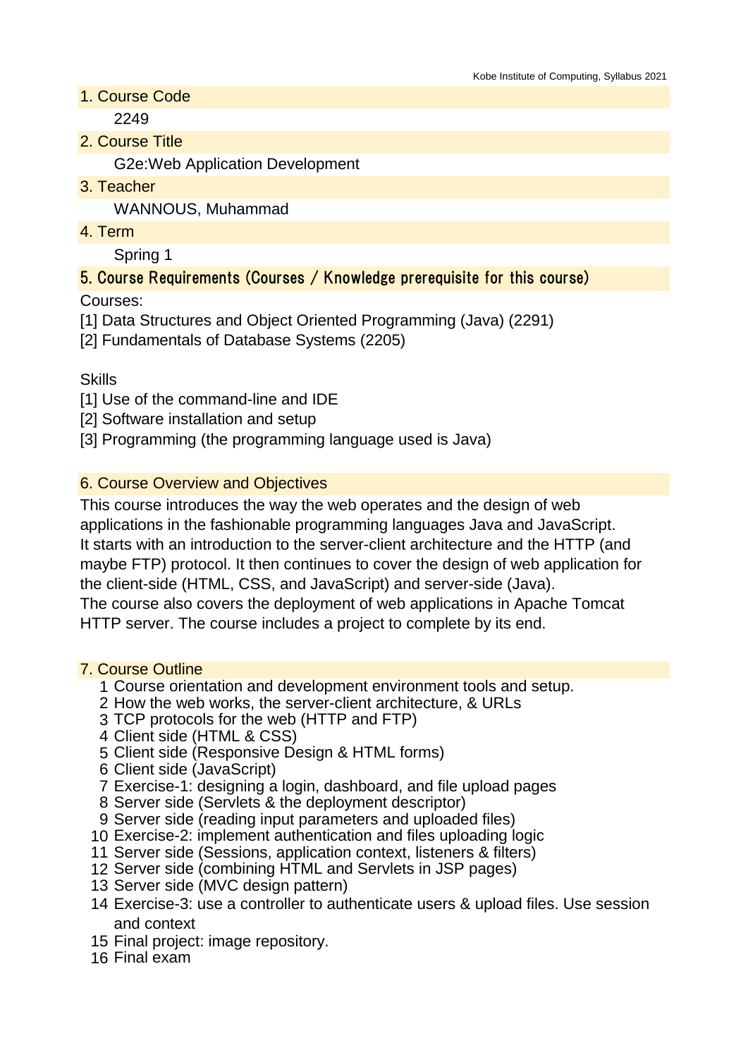## 1. Course Code

2249

## 2. Course Title

G2e:Web Application Development

## 3. Teacher

WANNOUS, Muhammad

## 4. Term

Spring 1

## 5. Course Requirements (Courses / Knowledge prerequisite for this course)

Courses:
[1] Data Structures and Object Oriented Programming (Java) (2291)
[2] Fundamentals of Database Systems (2205)

Skills
[1] Use of the command-line and IDE
[2] Software installation and setup
[3] Programming (the programming language used is Java)

## 6. Course Overview and Objectives

This course introduces the way the web operates and the design of web applications in the fashionable programming languages Java and JavaScript.
It starts with an introduction to the server-client architecture and the HTTP (and maybe FTP) protocol. It then continues to cover the design of web application for the client-side (HTML, CSS, and JavaScript) and server-side (Java).
The course also covers the deployment of web applications in Apache Tomcat HTTP server. The course includes a project to complete by its end.

## 7. Course Outline

1. Course orientation and development environment tools and setup.
2. How the web works, the server-client architecture, & URLs
3. TCP protocols for the web (HTTP and FTP)
4. Client side (HTML & CSS)
5. Client side (Responsive Design & HTML forms)
6. Client side (JavaScript)
7. Exercise-1: designing a login, dashboard, and file upload pages
8. Server side (Servlets & the deployment descriptor)
9. Server side (reading input parameters and uploaded files)
10. Exercise-2: implement authentication and files uploading logic
11. Server side (Sessions, application context, listeners & filters)
12. Server side (combining HTML and Servlets in JSP pages)
13. Server side (MVC design pattern)
14. Exercise-3: use a controller to authenticate users & upload files. Use session and context
15. Final project: image repository.
16. Final exam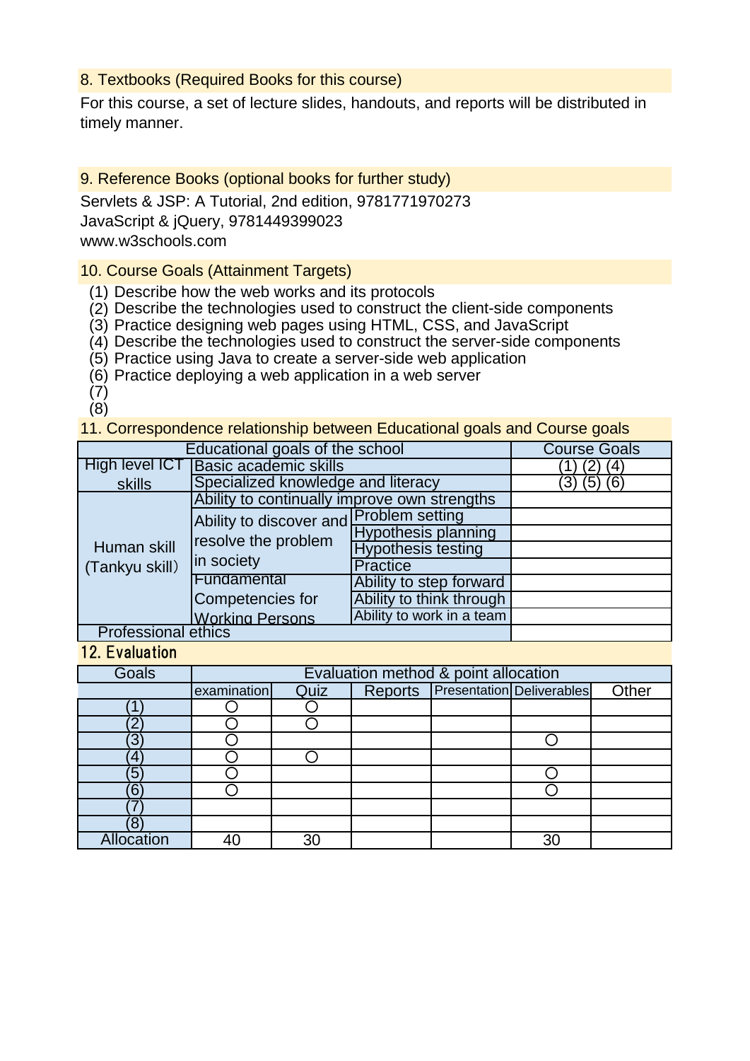## 8. Textbooks (Required Books for this course)

For this course, a set of lecture slides, handouts, and reports will be distributed in timely manner.

## 9. Reference Books (optional books for further study)

Servlets & JSP: A Tutorial, 2nd edition, 9781771970273
JavaScript & jQuery, 9781449399023
www.w3schools.com

## 10. Course Goals (Attainment Targets)

(1) Describe how the web works and its protocols
(2) Describe the technologies used to construct the client-side components
(3) Practice designing web pages using HTML, CSS, and JavaScript
(4) Describe the technologies used to construct the server-side components
(5) Practice using Java to create a server-side web application
(6) Practice deploying a web application in a web server
(7)
(8)

## 11. Correspondence relationship between Educational goals and Course goals

| Educational goals of the school | | | Course Goals |
|---|---|---|---|
| High level ICT skills | Basic academic skills | | (1) (2) (4) |
| | Specialized knowledge and literacy | | (3) (5) (6) |
| Human skill (Tankyu skill) | Ability to continually improve own strengths | | |
| | Ability to discover and resolve the problem in society | Problem setting | |
| | | Hypothesis planning | |
| | | Hypothesis testing | |
| | | Practice | |
| | Fundamental Competencies for Working Persons | Ability to step forward | |
| | | Ability to think through | |
| | | Ability to work in a team | |
| Professional ethics | | | |

## 12. Evaluation

| Goals | Evaluation method & point allocation | | | | | |
|---|---|---|---|---|---|---|
| | examination | Quiz | Reports | Presentation | Deliverables | Other |
| (1) | ○ | ○ | | | | |
| (2) | ○ | ○ | | | | |
| (3) | ○ | | | | ○ | |
| (4) | ○ | ○ | | | | |
| (5) | ○ | | | | ○ | |
| (6) | ○ | | | | ○ | |
| (7) | | | | | | |
| (8) | | | | | | |
| Allocation | 40 | 30 | | | 30 | |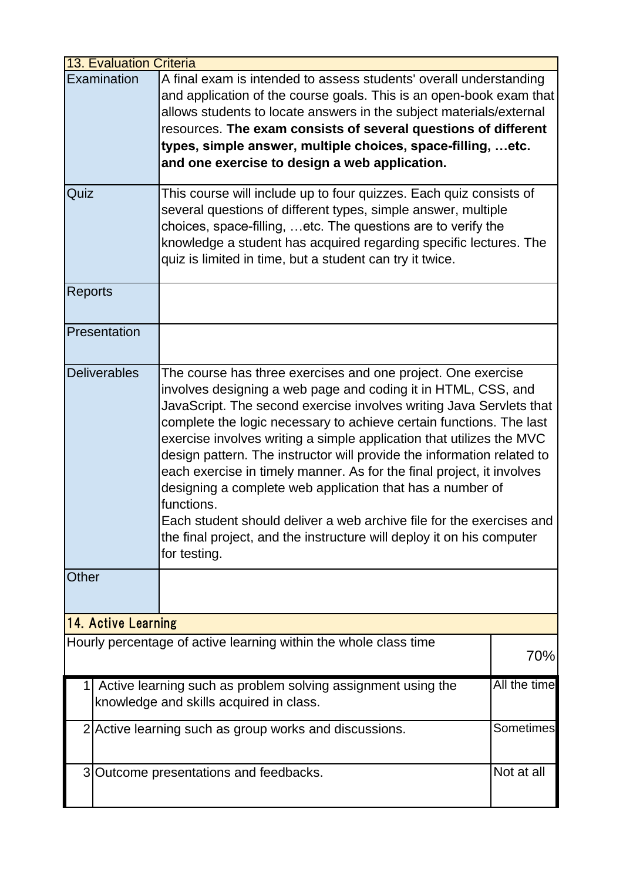## 13. Evaluation Criteria

| | |
|---|---|
| Examination | A final exam is intended to assess students' overall understanding and application of the course goals. This is an open-book exam that allows students to locate answers in the subject materials/external resources. **The exam consists of several questions of different types, simple answer, multiple choices, space-filling, …etc. and one exercise to design a web application.** |
| Quiz | This course will include up to four quizzes. Each quiz consists of several questions of different types, simple answer, multiple choices, space-filling, …etc. The questions are to verify the knowledge a student has acquired regarding specific lectures. The quiz is limited in time, but a student can try it twice. |
| Reports | |
| Presentation | |
| Deliverables | The course has three exercises and one project. One exercise involves designing a web page and coding it in HTML, CSS, and JavaScript. The second exercise involves writing Java Servlets that complete the logic necessary to achieve certain functions. The last exercise involves writing a simple application that utilizes the MVC design pattern. The instructor will provide the information related to each exercise in timely manner. As for the final project, it involves designing a complete web application that has a number of functions.<br>Each student should deliver a web archive file for the exercises and the final project, and the instructure will deploy it on his computer for testing. |
| Other | |

## 14. Active Learning

| | | |
|---|---|---|
| Hourly percentage of active learning within the whole class time | | 70% |
| 1 | Active learning such as problem solving assignment using the knowledge and skills acquired in class. | All the time |
| 2 | Active learning such as group works and discussions. | Sometimes |
| 3 | Outcome presentations and feedbacks. | Not at all |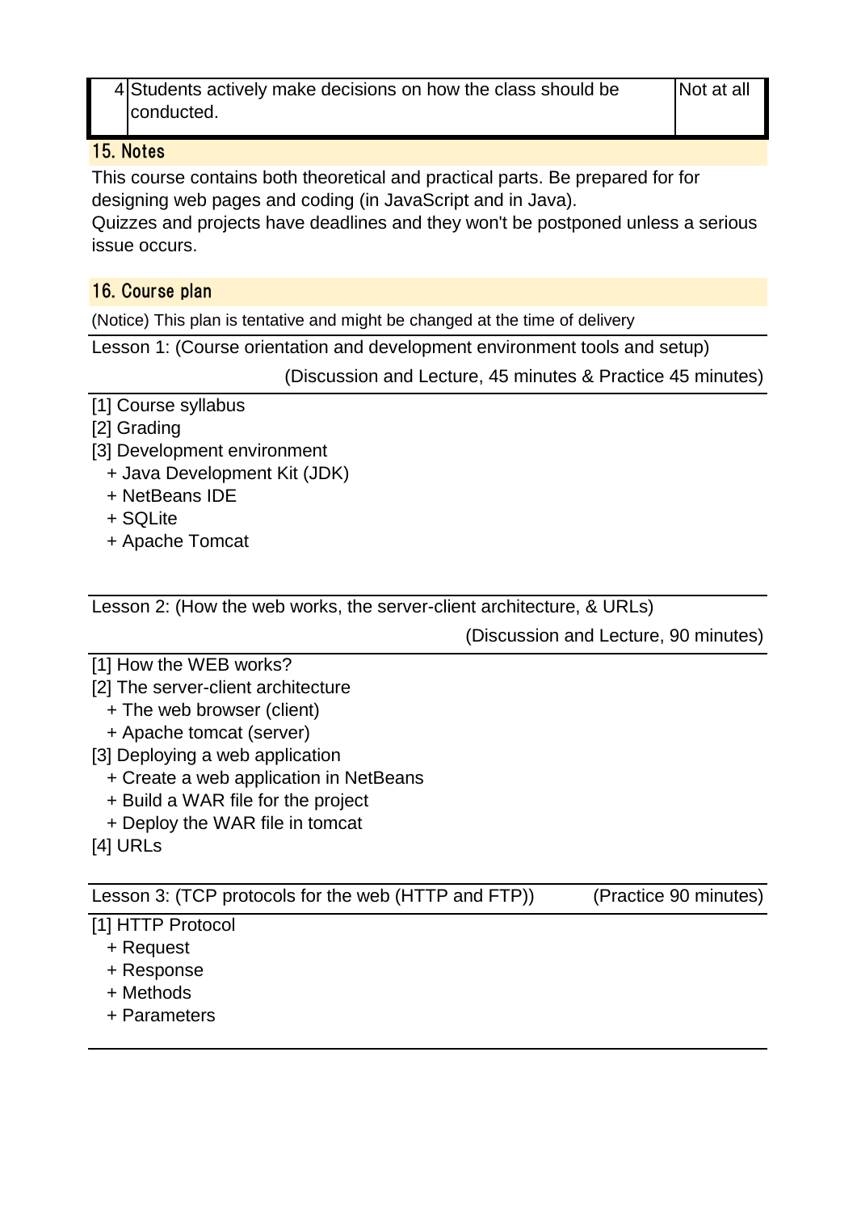| 4 | Students actively make decisions on how the class should be conducted. | Not at all |
|---|---|---|

## 15. Notes

This course contains both theoretical and practical parts. Be prepared for for designing web pages and coding (in JavaScript and in Java).
Quizzes and projects have deadlines and they won't be postponed unless a serious issue occurs.

## 16. Course plan

(Notice) This plan is tentative and might be changed at the time of delivery

Lesson 1: (Course orientation and development environment tools and setup)

(Discussion and Lecture, 45 minutes & Practice 45 minutes)

[1] Course syllabus
[2] Grading
[3] Development environment
+ Java Development Kit (JDK)
+ NetBeans IDE
+ SQLite
+ Apache Tomcat

Lesson 2: (How the web works, the server-client architecture, & URLs)

(Discussion and Lecture, 90 minutes)

[1] How the WEB works?
[2] The server-client architecture
+ The web browser (client)
+ Apache tomcat (server)
[3] Deploying a web application
+ Create a web application in NetBeans
+ Build a WAR file for the project
+ Deploy the WAR file in tomcat
[4] URLs

Lesson 3: (TCP protocols for the web (HTTP and FTP)) (Practice 90 minutes)

[1] HTTP Protocol
+ Request
+ Response
+ Methods
+ Parameters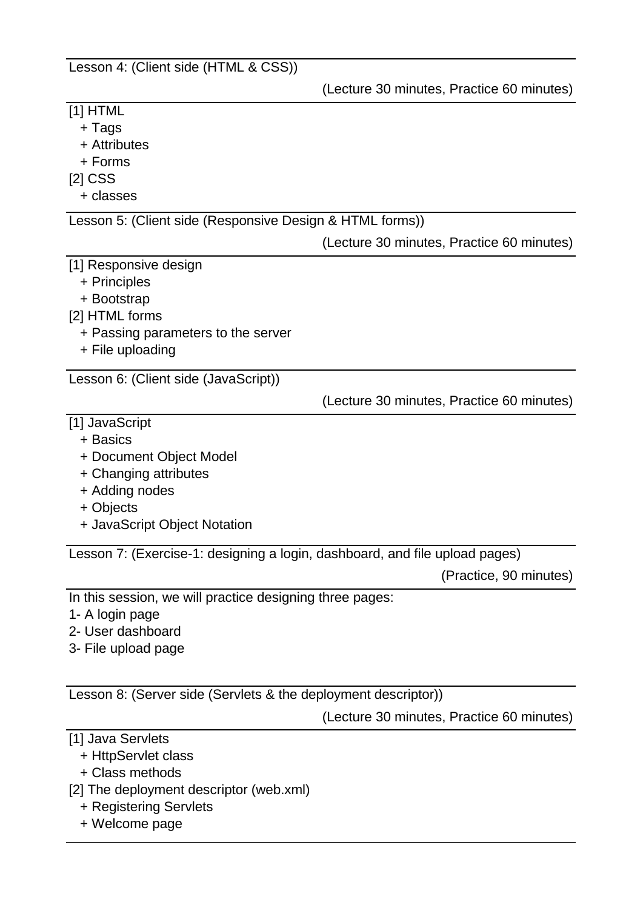Lesson 4: (Client side (HTML & CSS))

(Lecture 30 minutes, Practice 60 minutes)

[1] HTML
  + Tags
  + Attributes
  + Forms
[2] CSS
  + classes

Lesson 5: (Client side (Responsive Design & HTML forms))

(Lecture 30 minutes, Practice 60 minutes)

[1] Responsive design
  + Principles
  + Bootstrap
[2] HTML forms
  + Passing parameters to the server
  + File uploading

Lesson 6: (Client side (JavaScript))

(Lecture 30 minutes, Practice 60 minutes)

[1] JavaScript
  + Basics
  + Document Object Model
  + Changing attributes
  + Adding nodes
  + Objects
  + JavaScript Object Notation

Lesson 7: (Exercise-1: designing a login, dashboard, and file upload pages)

(Practice, 90 minutes)

In this session, we will practice designing three pages:
1- A login page
2- User dashboard
3- File upload page

Lesson 8: (Server side (Servlets & the deployment descriptor))

(Lecture 30 minutes, Practice 60 minutes)

[1] Java Servlets
  + HttpServlet class
  + Class methods
[2] The deployment descriptor (web.xml)
  + Registering Servlets
  + Welcome page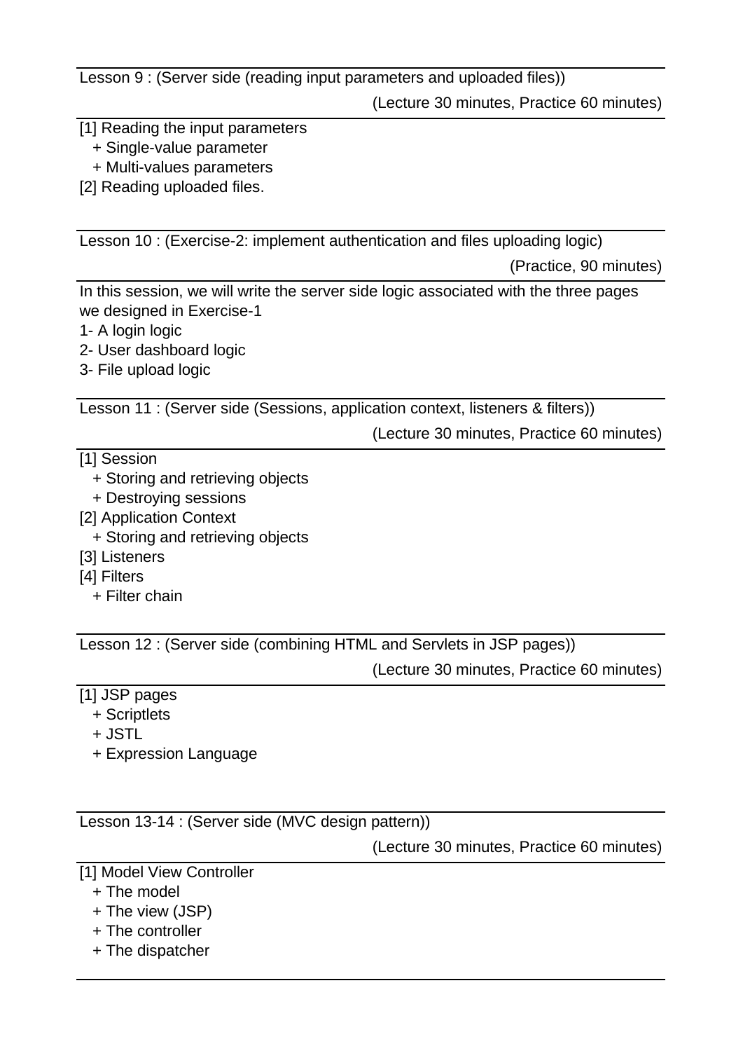Lesson 9 : (Server side (reading input parameters and uploaded files))

(Lecture 30 minutes, Practice 60 minutes)

[1] Reading the input parameters
  + Single-value parameter
  + Multi-values parameters
[2] Reading uploaded files.

---

Lesson 10 : (Exercise-2: implement authentication and files uploading logic)

(Practice, 90 minutes)

In this session, we will write the server side logic associated with the three pages we designed in Exercise-1

1- A login logic
2- User dashboard logic
3- File upload logic

---

Lesson 11 : (Server side (Sessions, application context, listeners & filters))

(Lecture 30 minutes, Practice 60 minutes)

[1] Session
  + Storing and retrieving objects
  + Destroying sessions
[2] Application Context
  + Storing and retrieving objects
[3] Listeners
[4] Filters
  + Filter chain

---

Lesson 12 : (Server side (combining HTML and Servlets in JSP pages))

(Lecture 30 minutes, Practice 60 minutes)

[1] JSP pages
  + Scriptlets
  + JSTL
  + Expression Language

---

Lesson 13-14 : (Server side (MVC design pattern))

(Lecture 30 minutes, Practice 60 minutes)

[1] Model View Controller
  + The model
  + The view (JSP)
  + The controller
  + The dispatcher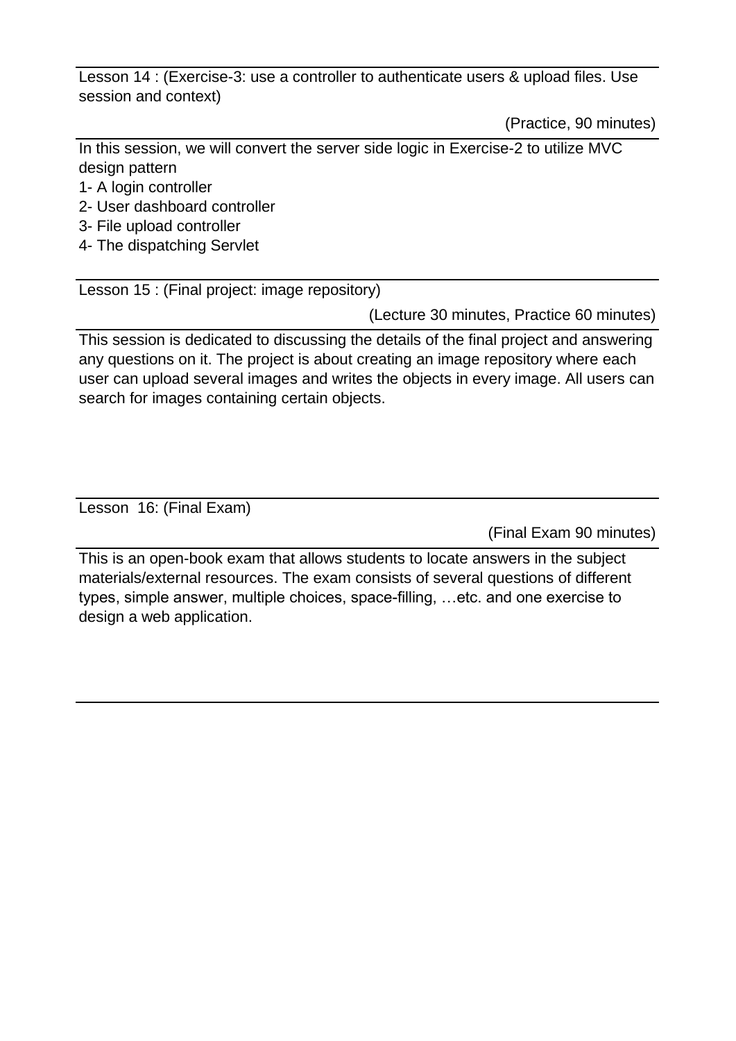Lesson 14 : (Exercise-3: use a controller to authenticate users & upload files. Use session and context)

(Practice, 90 minutes)

In this session, we will convert the server side logic in Exercise-2 to utilize MVC design pattern

1- A login controller
2- User dashboard controller
3- File upload controller
4- The dispatching Servlet

Lesson 15 : (Final project: image repository)

(Lecture 30 minutes, Practice 60 minutes)

This session is dedicated to discussing the details of the final project and answering any questions on it. The project is about creating an image repository where each user can upload several images and writes the objects in every image. All users can search for images containing certain objects.

Lesson 16: (Final Exam)

(Final Exam 90 minutes)

This is an open-book exam that allows students to locate answers in the subject materials/external resources. The exam consists of several questions of different types, simple answer, multiple choices, space-filling, …etc. and one exercise to design a web application.